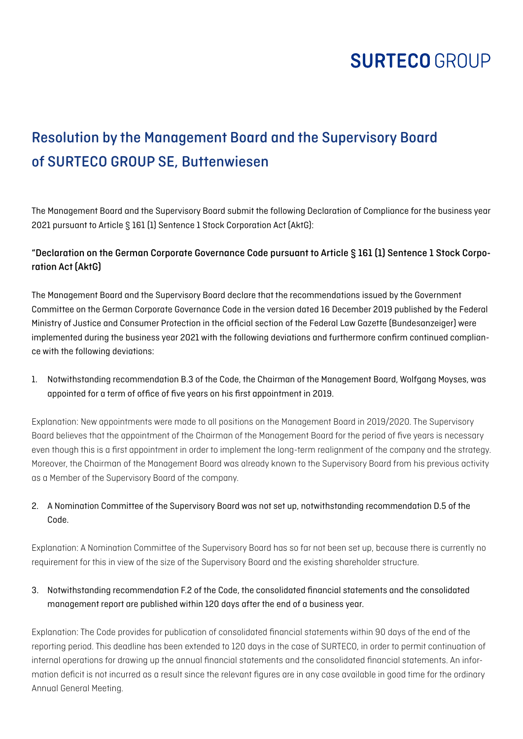SURTECO GROUP

# Resolution by the Management Board and the Supervisory Board of SURTECO GROUP SE, Buttenwiesen

The Management Board and the Supervisory Board submit the following Declaration of Compliance for the business year 2021 pursuant to Article § 161 (1) Sentence 1 Stock Corporation Act (AktG):

## "Declaration on the German Corporate Governance Code pursuant to Article § 161 (1) Sentence 1 Stock Corporation Act (AktG)

The Management Board and the Supervisory Board declare that the recommendations issued by the Government Committee on the German Corporate Governance Code in the version dated 16 December 2019 published by the Federal Ministry of Justice and Consumer Protection in the official section of the Federal Law Gazette (Bundesanzeiger) were implemented during the business year 2021 with the following deviations and furthermore confirm continued compliance with the following deviations:

1. Notwithstanding recommendation B.3 of the Code, the Chairman of the Management Board, Wolfgang Moyses, was appointed for a term of office of five years on his first appointment in 2019.

Explanation: New appointments were made to all positions on the Management Board in 2019/2020. The Supervisory Board believes that the appointment of the Chairman of the Management Board for the period of five years is necessary even though this is a first appointment in order to implement the long-term realignment of the company and the strategy. Moreover, the Chairman of the Management Board was already known to the Supervisory Board from his previous activity as a Member of the Supervisory Board of the company.

2. A Nomination Committee of the Supervisory Board was not set up, notwithstanding recommendation D.5 of the Code.

Explanation: A Nomination Committee of the Supervisory Board has so far not been set up, because there is currently no requirement for this in view of the size of the Supervisory Board and the existing shareholder structure.

3. Notwithstanding recommendation F.2 of the Code, the consolidated financial statements and the consolidated management report are published within 120 days after the end of a business year.

Explanation: The Code provides for publication of consolidated financial statements within 90 days of the end of the reporting period. This deadline has been extended to 120 days in the case of SURTECO, in order to permit continuation of internal operations for drawing up the annual financial statements and the consolidated financial statements. An information deficit is not incurred as a result since the relevant figures are in any case available in good time for the ordinary Annual General Meeting.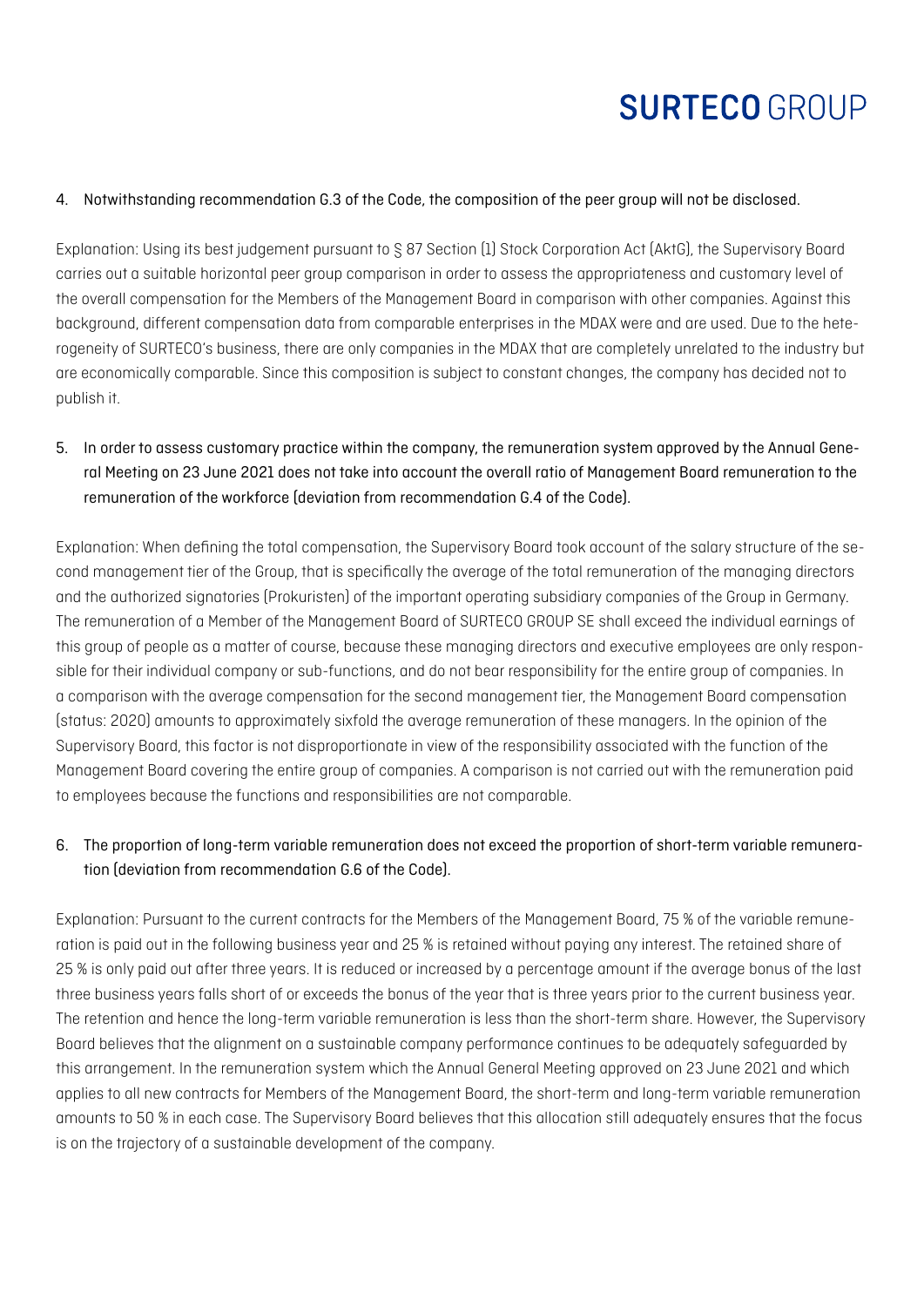4. Notwithstanding recommendation G.3 of the Code, the composition of the peer group will not be disclosed.

Explanation: Using its best judgement pursuant to § 87 Section (1) Stock Corporation Act (AktG), the Supervisory Board carries out a suitable horizontal peer group comparison in order to assess the appropriateness and customary level of the overall compensation for the Members of the Management Board in comparison with other companies. Against this background, different compensation data from comparable enterprises in the MDAX were and are used. Due to the heterogeneity of SURTECO's business, there are only companies in the MDAX that are completely unrelated to the industry but are economically comparable. Since this composition is subject to constant changes, the company has decided not to publish it.

5. In order to assess customary practice within the company, the remuneration system approved by the Annual General Meeting on 23 June 2021 does not take into account the overall ratio of Management Board remuneration to the remuneration of the workforce (deviation from recommendation G.4 of the Code).

Explanation: When defining the total compensation, the Supervisory Board took account of the salary structure of the second management tier of the Group, that is specifically the average of the total remuneration of the managing directors and the authorized signatories (Prokuristen) of the important operating subsidiary companies of the Group in Germany. The remuneration of a Member of the Management Board of SURTECO GROUP SE shall exceed the individual earnings of this group of people as a matter of course, because these managing directors and executive employees are only responsible for their individual company or sub-functions, and do not bear responsibility for the entire group of companies. In a comparison with the average compensation for the second management tier, the Management Board compensation (status: 2020) amounts to approximately sixfold the average remuneration of these managers. In the opinion of the Supervisory Board, this factor is not disproportionate in view of the responsibility associated with the function of the Management Board covering the entire group of companies. A comparison is not carried out with the remuneration paid to employees because the functions and responsibilities are not comparable.

6. The proportion of long-term variable remuneration does not exceed the proportion of short-term variable remuneration (deviation from recommendation G.6 of the Code).

Explanation: Pursuant to the current contracts for the Members of the Management Board, 75 % of the variable remuneration is paid out in the following business year and 25 % is retained without paying any interest. The retained share of 25 % is only paid out after three years. It is reduced or increased by a percentage amount if the average bonus of the last three business years falls short of or exceeds the bonus of the year that is three years prior to the current business year. The retention and hence the long-term variable remuneration is less than the short-term share. However, the Supervisory Board believes that the alignment on a sustainable company performance continues to be adequately safeguarded by this arrangement. In the remuneration system which the Annual General Meeting approved on 23 June 2021 and which applies to all new contracts for Members of the Management Board, the short-term and long-term variable remuneration amounts to 50 % in each case. The Supervisory Board believes that this allocation still adequately ensures that the focus is on the trajectory of a sustainable development of the company.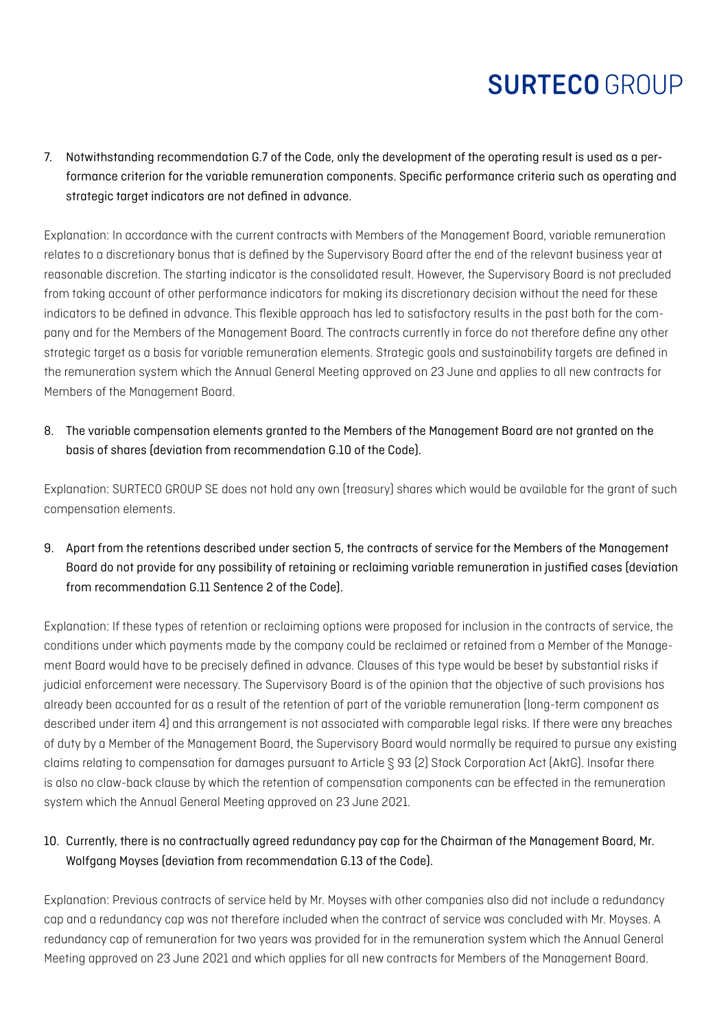7. Notwithstanding recommendation G.7 of the Code, only the development of the operating result is used as a performance criterion for the variable remuneration components. Specific performance criteria such as operating and strategic target indicators are not defined in advance.

Explanation: In accordance with the current contracts with Members of the Management Board, variable remuneration relates to a discretionary bonus that is defined by the Supervisory Board after the end of the relevant business year at reasonable discretion. The starting indicator is the consolidated result. However, the Supervisory Board is not precluded from taking account of other performance indicators for making its discretionary decision without the need for these indicators to be defined in advance. This flexible approach has led to satisfactory results in the past both for the company and for the Members of the Management Board. The contracts currently in force do not therefore define any other strategic target as a basis for variable remuneration elements. Strategic goals and sustainability targets are defined in the remuneration system which the Annual General Meeting approved on 23 June and applies to all new contracts for Members of the Management Board.

8. The variable compensation elements granted to the Members of the Management Board are not granted on the basis of shares (deviation from recommendation G.10 of the Code).

Explanation: SURTECO GROUP SE does not hold any own (treasury) shares which would be available for the grant of such compensation elements.

9. Apart from the retentions described under section 5, the contracts of service for the Members of the Management Board do not provide for any possibility of retaining or reclaiming variable remuneration in justified cases (deviation from recommendation G.11 Sentence 2 of the Code).

Explanation: If these types of retention or reclaiming options were proposed for inclusion in the contracts of service, the conditions under which payments made by the company could be reclaimed or retained from a Member of the Management Board would have to be precisely defined in advance. Clauses of this type would be beset by substantial risks if judicial enforcement were necessary. The Supervisory Board is of the opinion that the objective of such provisions has already been accounted for as a result of the retention of part of the variable remuneration (long-term component as described under item 4) and this arrangement is not associated with comparable legal risks. If there were any breaches of duty by a Member of the Management Board, the Supervisory Board would normally be required to pursue any existing claims relating to compensation for damages pursuant to Article § 93 (2) Stock Corporation Act (AktG). Insofar there is also no claw-back clause by which the retention of compensation components can be effected in the remuneration system which the Annual General Meeting approved on 23 June 2021.

10. Currently, there is no contractually agreed redundancy pay cap for the Chairman of the Management Board, Mr. Wolfgang Moyses (deviation from recommendation G.13 of the Code).

Explanation: Previous contracts of service held by Mr. Moyses with other companies also did not include a redundancy cap and a redundancy cap was not therefore included when the contract of service was concluded with Mr. Moyses. A redundancy cap of remuneration for two years was provided for in the remuneration system which the Annual General Meeting approved on 23 June 2021 and which applies for all new contracts for Members of the Management Board.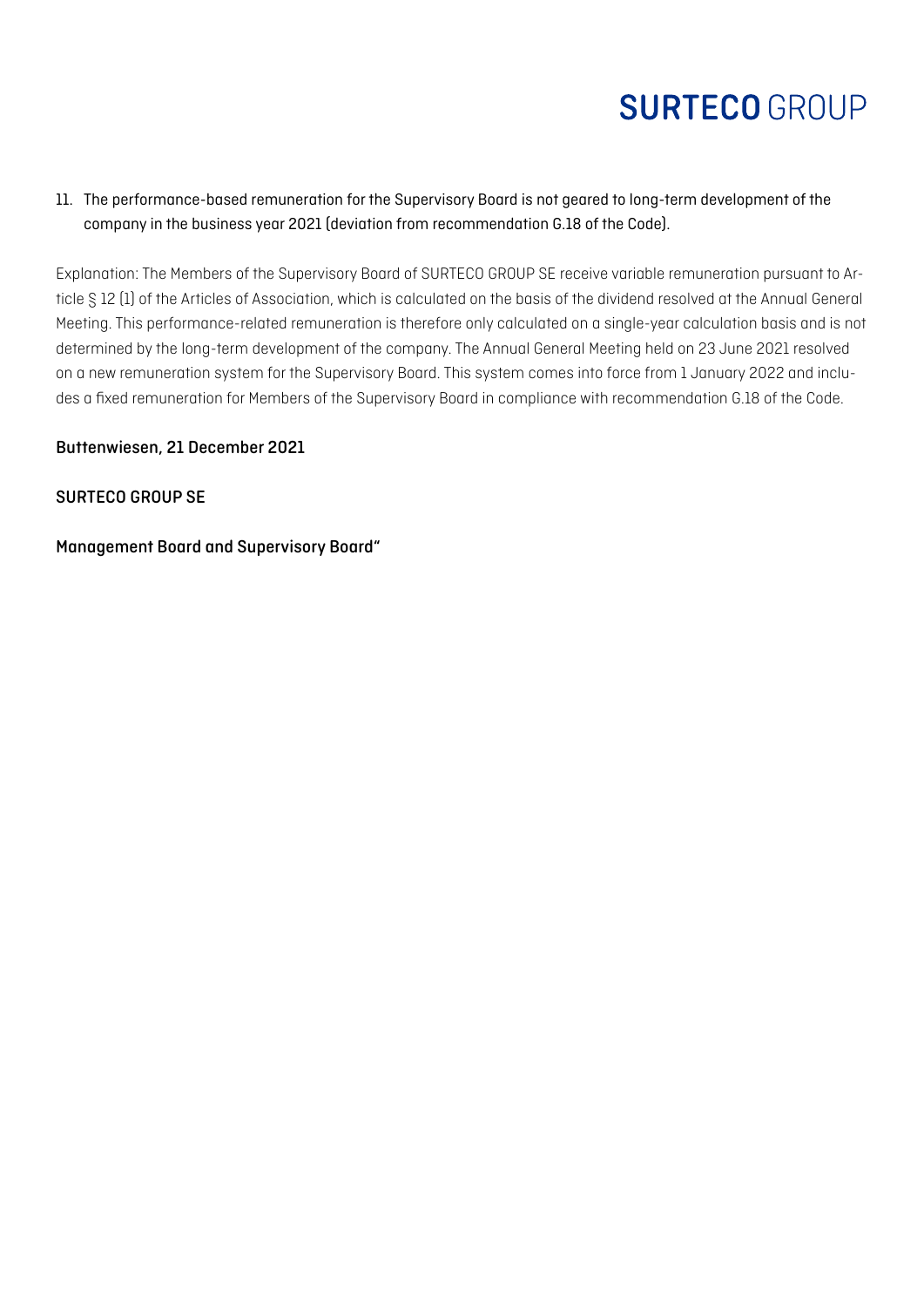11. The performance-based remuneration for the Supervisory Board is not geared to long-term development of the company in the business year 2021 (deviation from recommendation G.18 of the Code).

Explanation: The Members of the Supervisory Board of SURTECO GROUP SE receive variable remuneration pursuant to Article § 12 (1) of the Articles of Association, which is calculated on the basis of the dividend resolved at the Annual General Meeting. This performance-related remuneration is therefore only calculated on a single-year calculation basis and is not determined by the long-term development of the company. The Annual General Meeting held on 23 June 2021 resolved on a new remuneration system for the Supervisory Board. This system comes into force from 1 January 2022 and includes a fixed remuneration for Members of the Supervisory Board in compliance with recommendation G.18 of the Code.

**Buttenwiesen, 21 December 2021**

**SURTECO GROUP SE**

**Management Board and Supervisory Board"**